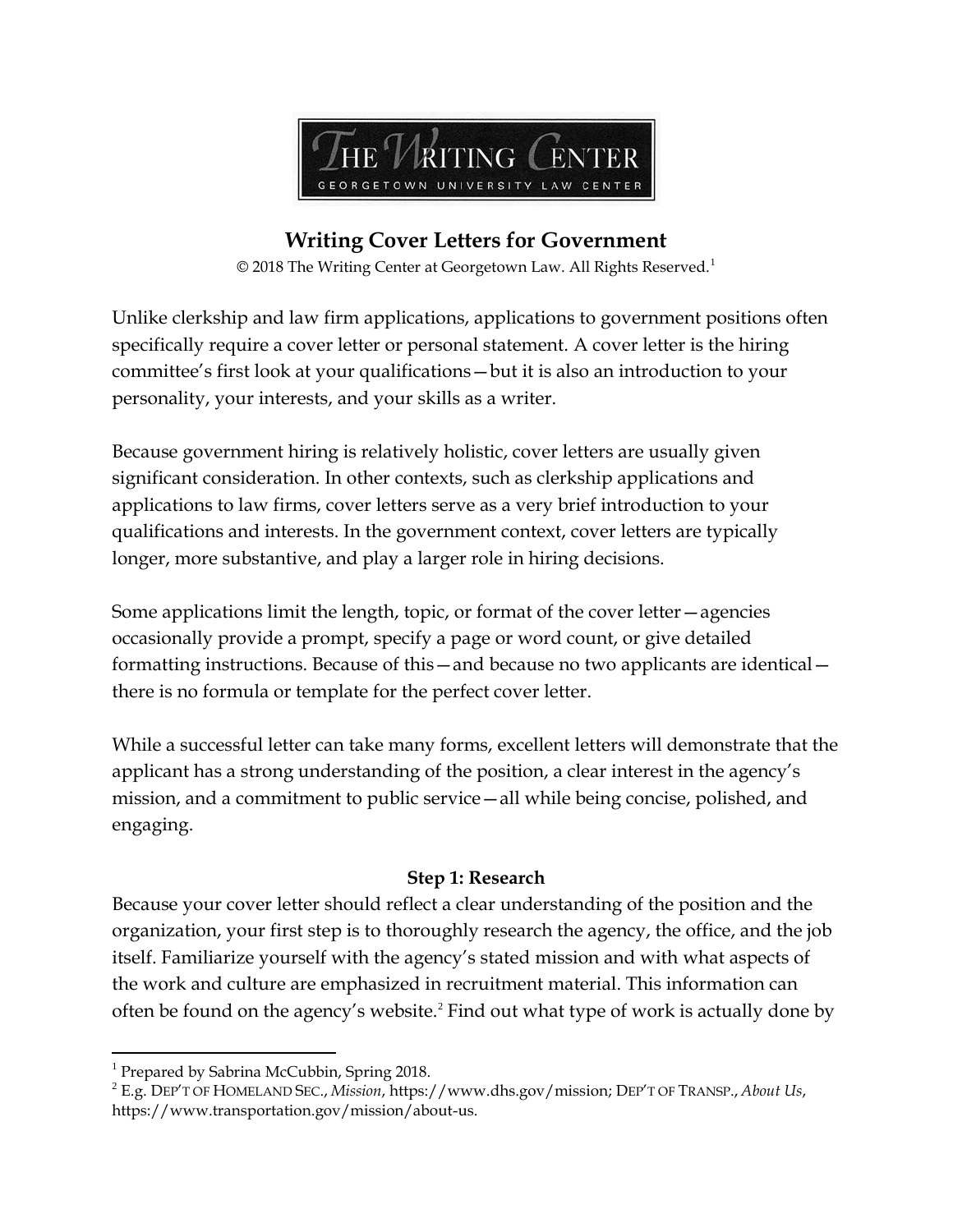# Writing Cover Letters for Government

© 2018 The Writing Center at Georgetown Law. All Rights Reserved.[1]

Unlike clerkship and law firm applications, applications to government positions often specifically require a cover letter or personal statement. A cover letter is the hiring committee's first look at your qualifications—but it is also an introduction to your personality, your interests, and your skills as a writer.

Because government hiring is relatively holistic, cover letters are usually given significant consideration. In other contexts, such as clerkship applications and applications to law firms, cover letters serve as a very brief introduction to your qualifications and interests. In the government context, cover letters are typically longer, more substantive, and play a larger role in hiring decisions.

Some applications limit the length, topic, or format of the cover letter—agencies occasionally provide a prompt, specify a page or word count, or give detailed formatting instructions. Because of this—and because no two applicants are identical—there is no formula or template for the perfect cover letter.

While a successful letter can take many forms, excellent letters will demonstrate that the applicant has a strong understanding of the position, a clear interest in the agency's mission, and a commitment to public service—all while being concise, polished, and engaging.

### Step 1: Research

Because your cover letter should reflect a clear understanding of the position and the organization, your first step is to thoroughly research the agency, the office, and the job itself. Familiarize yourself with the agency's stated mission and with what aspects of the work and culture are emphasized in recruitment material. This information can often be found on the agency's website.[2] Find out what type of work is actually done by

---

[1] Prepared by Sabrina McCubbin, Spring 2018.

[2] E.g. DEP'T OF HOMELAND SEC., *Mission*, https://www.dhs.gov/mission; DEP'T OF TRANSP., *About Us*, https://www.transportation.gov/mission/about-us.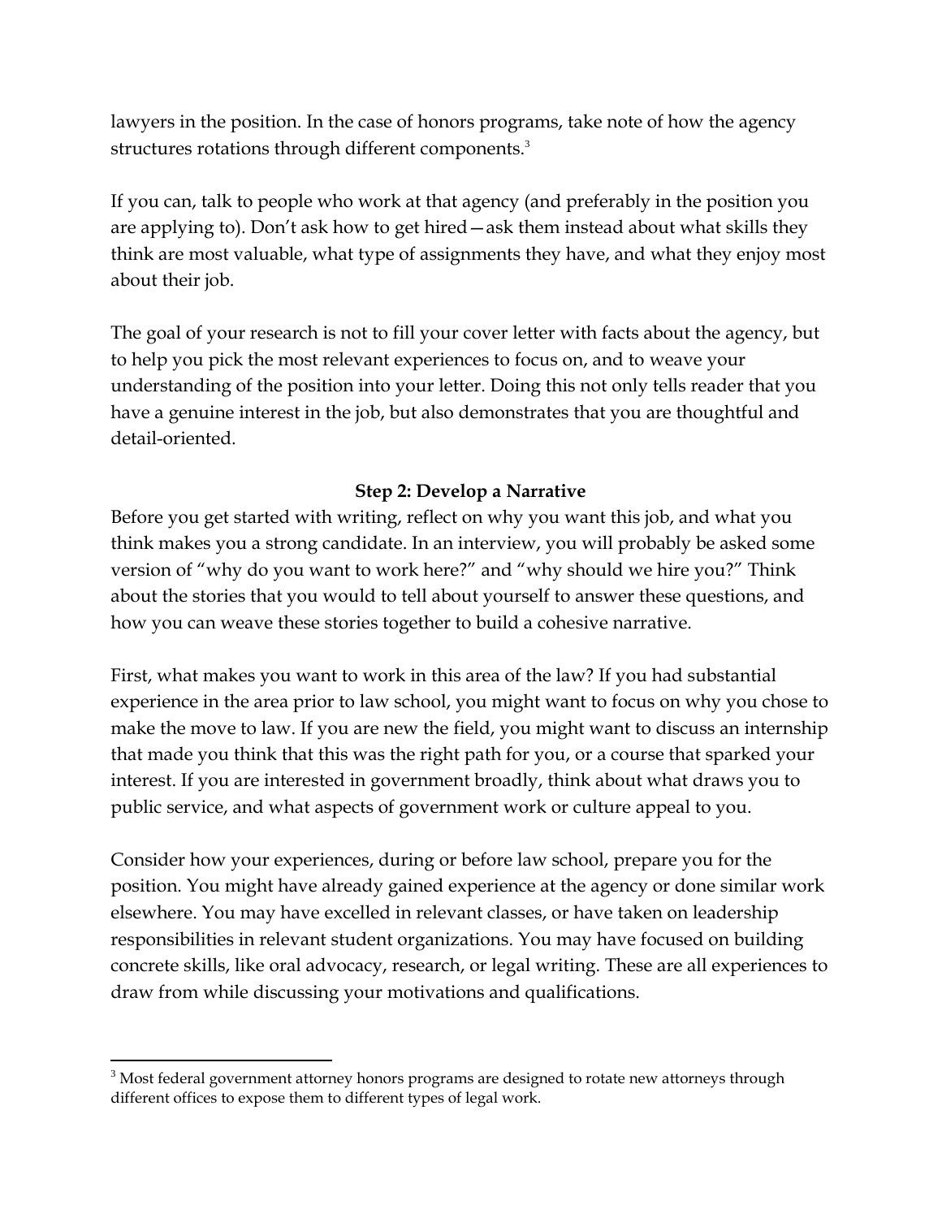lawyers in the position. In the case of honors programs, take note of how the agency structures rotations through different components.[3]

If you can, talk to people who work at that agency (and preferably in the position you are applying to). Don't ask how to get hired—ask them instead about what skills they think are most valuable, what type of assignments they have, and what they enjoy most about their job.

The goal of your research is not to fill your cover letter with facts about the agency, but to help you pick the most relevant experiences to focus on, and to weave your understanding of the position into your letter. Doing this not only tells reader that you have a genuine interest in the job, but also demonstrates that you are thoughtful and detail-oriented.

## Step 2: Develop a Narrative

Before you get started with writing, reflect on why you want this job, and what you think makes you a strong candidate. In an interview, you will probably be asked some version of "why do you want to work here?" and "why should we hire you?" Think about the stories that you would to tell about yourself to answer these questions, and how you can weave these stories together to build a cohesive narrative.

First, what makes you want to work in this area of the law? If you had substantial experience in the area prior to law school, you might want to focus on why you chose to make the move to law. If you are new the field, you might want to discuss an internship that made you think that this was the right path for you, or a course that sparked your interest. If you are interested in government broadly, think about what draws you to public service, and what aspects of government work or culture appeal to you.

Consider how your experiences, during or before law school, prepare you for the position. You might have already gained experience at the agency or done similar work elsewhere. You may have excelled in relevant classes, or have taken on leadership responsibilities in relevant student organizations. You may have focused on building concrete skills, like oral advocacy, research, or legal writing. These are all experiences to draw from while discussing your motivations and qualifications.

---

[3] Most federal government attorney honors programs are designed to rotate new attorneys through different offices to expose them to different types of legal work.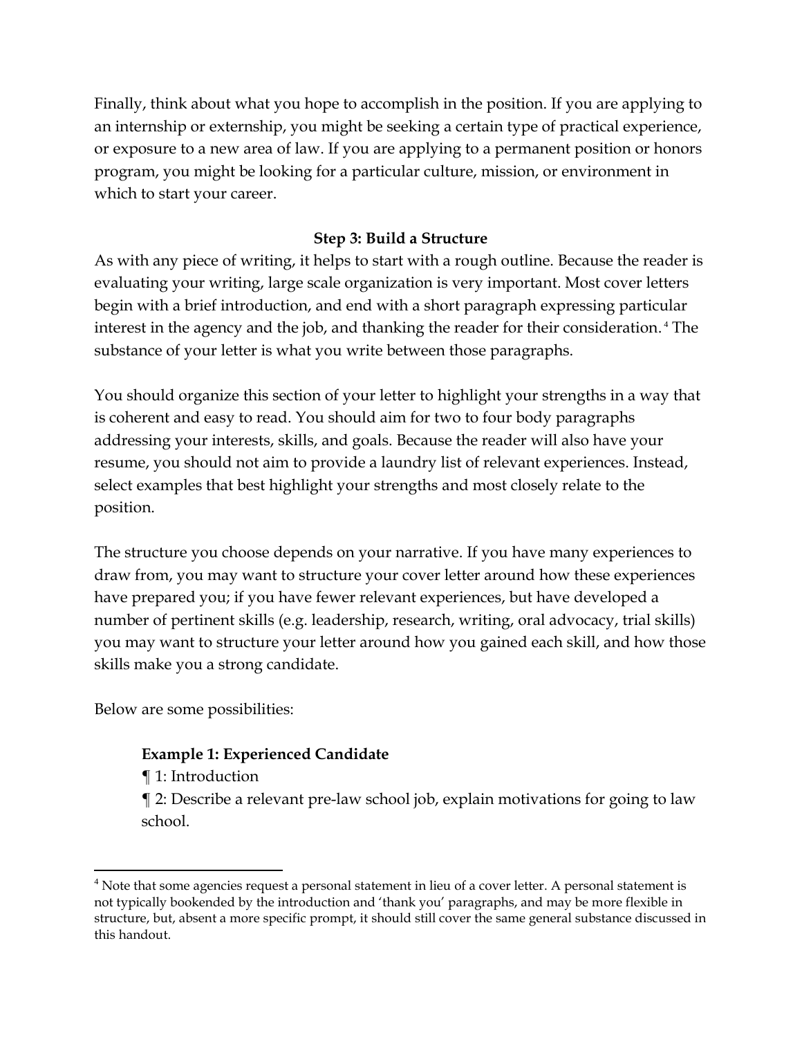Finally, think about what you hope to accomplish in the position. If you are applying to an internship or externship, you might be seeking a certain type of practical experience, or exposure to a new area of law. If you are applying to a permanent position or honors program, you might be looking for a particular culture, mission, or environment in which to start your career.

## Step 3: Build a Structure

As with any piece of writing, it helps to start with a rough outline. Because the reader is evaluating your writing, large scale organization is very important. Most cover letters begin with a brief introduction, and end with a short paragraph expressing particular interest in the agency and the job, and thanking the reader for their consideration.[4] The substance of your letter is what you write between those paragraphs.

You should organize this section of your letter to highlight your strengths in a way that is coherent and easy to read. You should aim for two to four body paragraphs addressing your interests, skills, and goals. Because the reader will also have your resume, you should not aim to provide a laundry list of relevant experiences. Instead, select examples that best highlight your strengths and most closely relate to the position.

The structure you choose depends on your narrative. If you have many experiences to draw from, you may want to structure your cover letter around how these experiences have prepared you; if you have fewer relevant experiences, but have developed a number of pertinent skills (e.g. leadership, research, writing, oral advocacy, trial skills) you may want to structure your letter around how you gained each skill, and how those skills make you a strong candidate.

Below are some possibilities:

**Example 1: Experienced Candidate**

¶ 1: Introduction

¶ 2: Describe a relevant pre-law school job, explain motivations for going to law school.

---

[4] Note that some agencies request a personal statement in lieu of a cover letter. A personal statement is not typically bookended by the introduction and 'thank you' paragraphs, and may be more flexible in structure, but, absent a more specific prompt, it should still cover the same general substance discussed in this handout.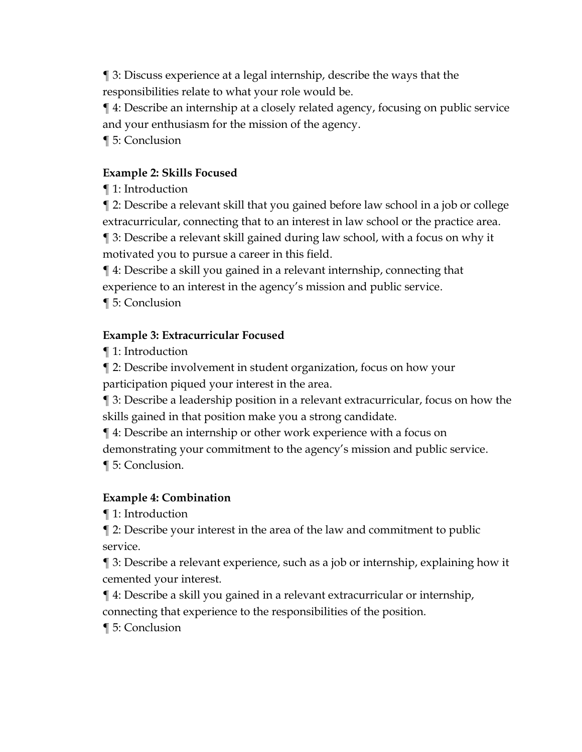¶ 3: Discuss experience at a legal internship, describe the ways that the responsibilities relate to what your role would be.

¶ 4: Describe an internship at a closely related agency, focusing on public service and your enthusiasm for the mission of the agency.

¶ 5: Conclusion

**Example 2: Skills Focused**

¶ 1: Introduction

¶ 2: Describe a relevant skill that you gained before law school in a job or college extracurricular, connecting that to an interest in law school or the practice area.

¶ 3: Describe a relevant skill gained during law school, with a focus on why it motivated you to pursue a career in this field.

¶ 4: Describe a skill you gained in a relevant internship, connecting that experience to an interest in the agency's mission and public service.

¶ 5: Conclusion

**Example 3: Extracurricular Focused**

¶ 1: Introduction

¶ 2: Describe involvement in student organization, focus on how your participation piqued your interest in the area.

¶ 3: Describe a leadership position in a relevant extracurricular, focus on how the skills gained in that position make you a strong candidate.

¶ 4: Describe an internship or other work experience with a focus on demonstrating your commitment to the agency's mission and public service.

¶ 5: Conclusion.

**Example 4: Combination**

¶ 1: Introduction

¶ 2: Describe your interest in the area of the law and commitment to public service.

¶ 3: Describe a relevant experience, such as a job or internship, explaining how it cemented your interest.

¶ 4: Describe a skill you gained in a relevant extracurricular or internship, connecting that experience to the responsibilities of the position.

¶ 5: Conclusion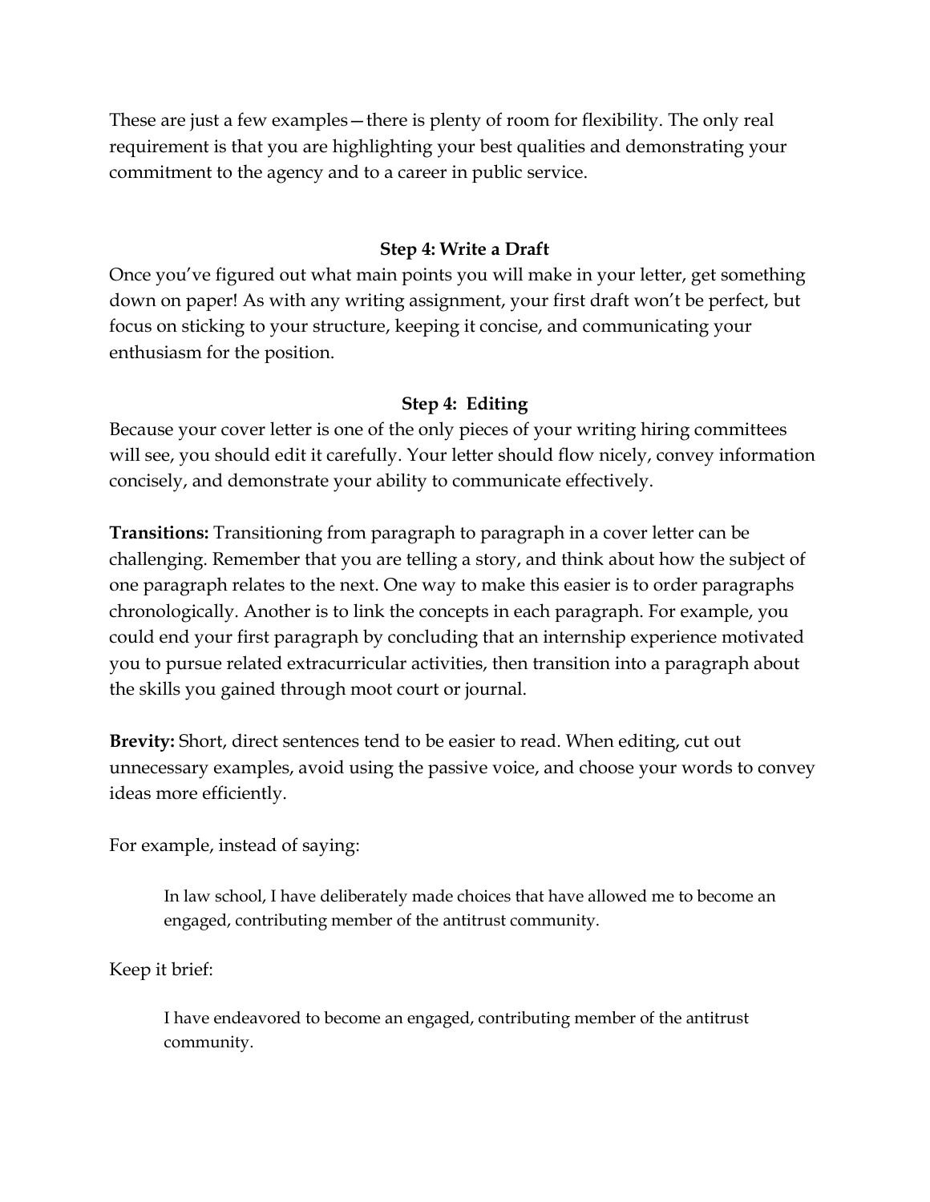These are just a few examples—there is plenty of room for flexibility. The only real requirement is that you are highlighting your best qualities and demonstrating your commitment to the agency and to a career in public service.

### Step 4: Write a Draft

Once you've figured out what main points you will make in your letter, get something down on paper! As with any writing assignment, your first draft won't be perfect, but focus on sticking to your structure, keeping it concise, and communicating your enthusiasm for the position.

### Step 4: Editing

Because your cover letter is one of the only pieces of your writing hiring committees will see, you should edit it carefully. Your letter should flow nicely, convey information concisely, and demonstrate your ability to communicate effectively.

**Transitions:** Transitioning from paragraph to paragraph in a cover letter can be challenging. Remember that you are telling a story, and think about how the subject of one paragraph relates to the next. One way to make this easier is to order paragraphs chronologically. Another is to link the concepts in each paragraph. For example, you could end your first paragraph by concluding that an internship experience motivated you to pursue related extracurricular activities, then transition into a paragraph about the skills you gained through moot court or journal.

**Brevity:** Short, direct sentences tend to be easier to read. When editing, cut out unnecessary examples, avoid using the passive voice, and choose your words to convey ideas more efficiently.

For example, instead of saying:

> In law school, I have deliberately made choices that have allowed me to become an engaged, contributing member of the antitrust community.

Keep it brief:

> I have endeavored to become an engaged, contributing member of the antitrust community.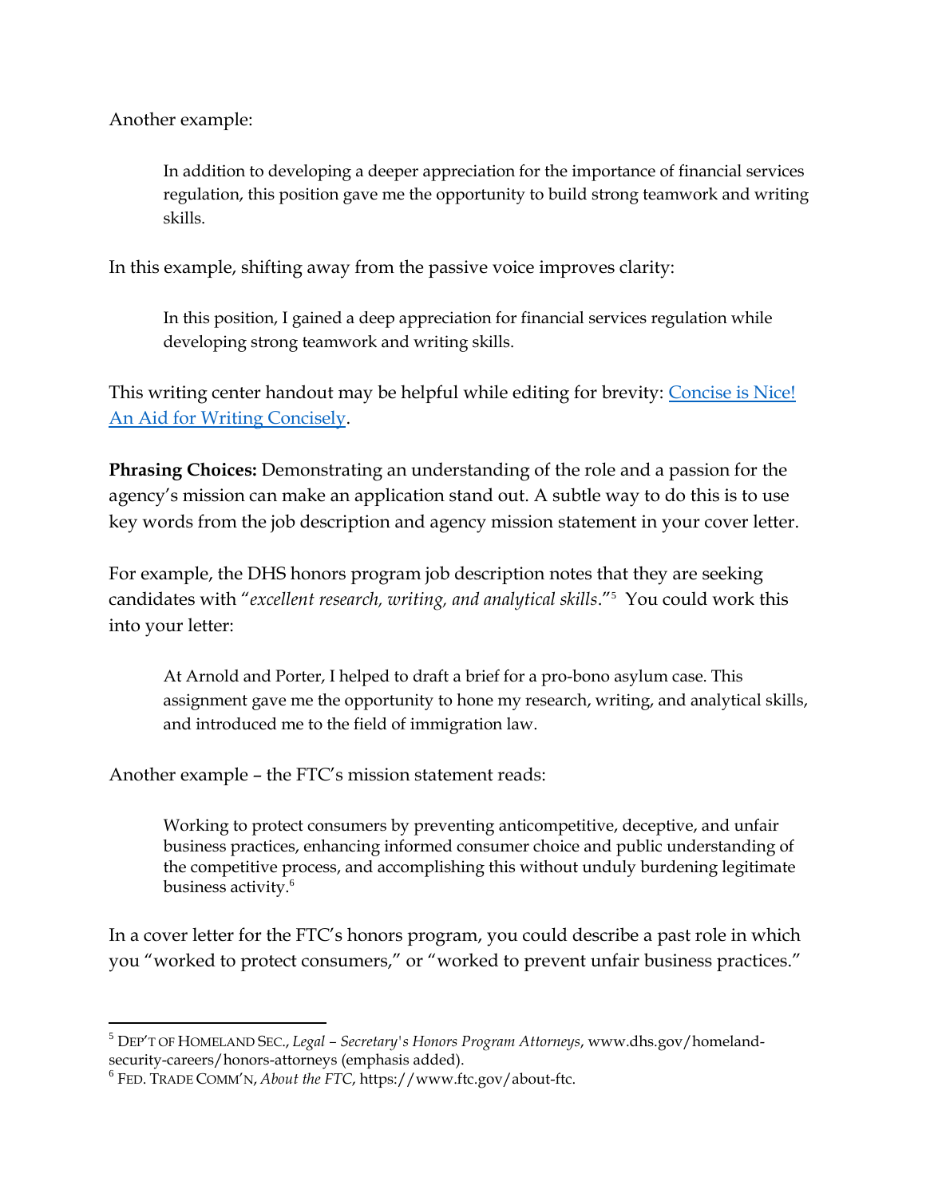Another example:

> In addition to developing a deeper appreciation for the importance of financial services regulation, this position gave me the opportunity to build strong teamwork and writing skills.

In this example, shifting away from the passive voice improves clarity:

> In this position, I gained a deep appreciation for financial services regulation while developing strong teamwork and writing skills.

This writing center handout may be helpful while editing for brevity: [Concise is Nice! An Aid for Writing Concisely]().

**Phrasing Choices:** Demonstrating an understanding of the role and a passion for the agency's mission can make an application stand out. A subtle way to do this is to use key words from the job description and agency mission statement in your cover letter.

For example, the DHS honors program job description notes that they are seeking candidates with "*excellent research, writing, and analytical skills*."[5] You could work this into your letter:

> At Arnold and Porter, I helped to draft a brief for a pro-bono asylum case. This assignment gave me the opportunity to hone my research, writing, and analytical skills, and introduced me to the field of immigration law.

Another example – the FTC's mission statement reads:

> Working to protect consumers by preventing anticompetitive, deceptive, and unfair business practices, enhancing informed consumer choice and public understanding of the competitive process, and accomplishing this without unduly burdening legitimate business activity.[6]

In a cover letter for the FTC's honors program, you could describe a past role in which you "worked to protect consumers," or "worked to prevent unfair business practices."

---

[5] DEP'T OF HOMELAND SEC., *Legal – Secretary's Honors Program Attorneys*, www.dhs.gov/homeland-security-careers/honors-attorneys (emphasis added).

[6] FED. TRADE COMM'N, *About the FTC*, https://www.ftc.gov/about-ftc.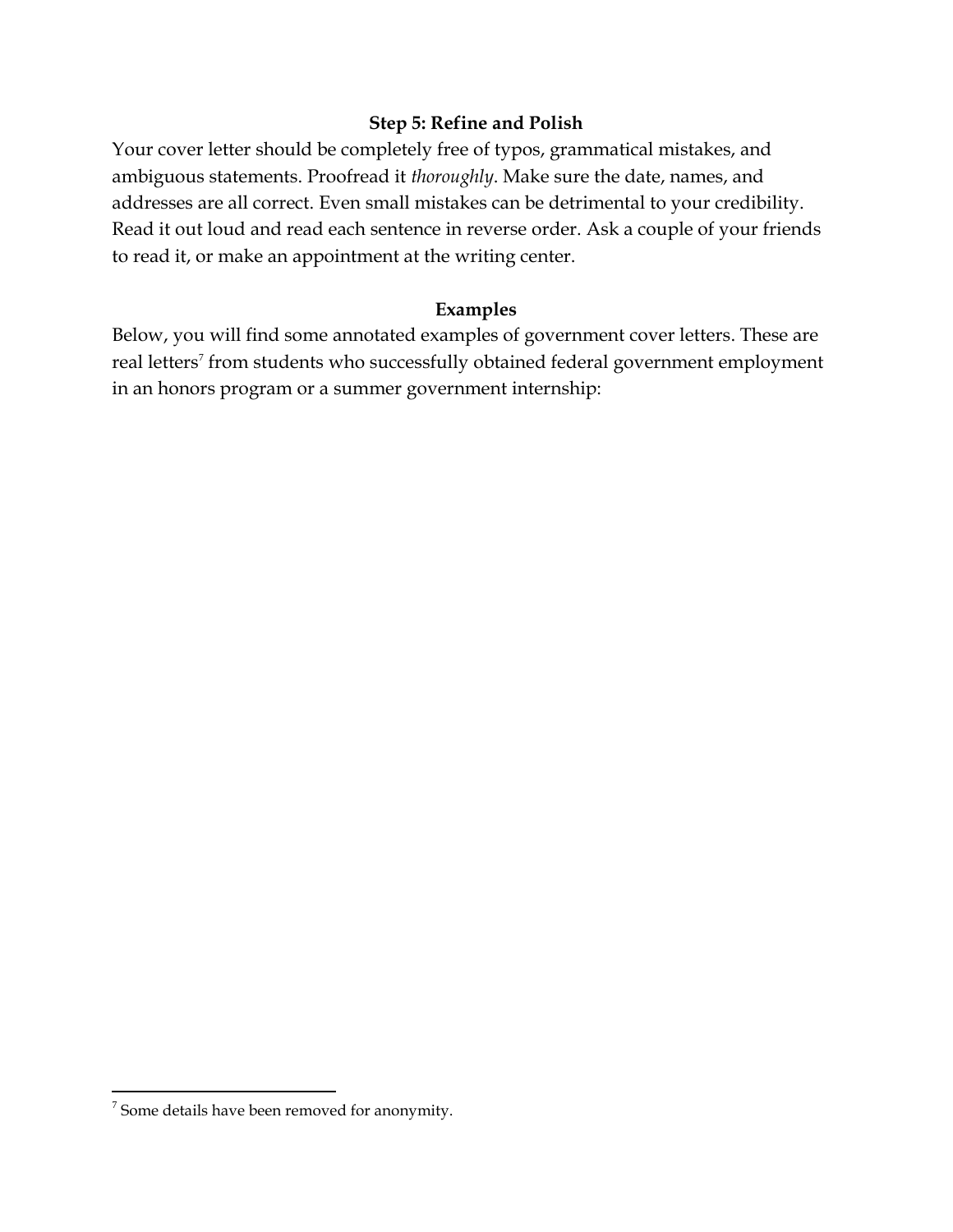### Step 5: Refine and Polish

Your cover letter should be completely free of typos, grammatical mistakes, and ambiguous statements. Proofread it *thoroughly*. Make sure the date, names, and addresses are all correct. Even small mistakes can be detrimental to your credibility. Read it out loud and read each sentence in reverse order. Ask a couple of your friends to read it, or make an appointment at the writing center.

### Examples

Below, you will find some annotated examples of government cover letters. These are real letters[7] from students who successfully obtained federal government employment in an honors program or a summer government internship:

[7] Some details have been removed for anonymity.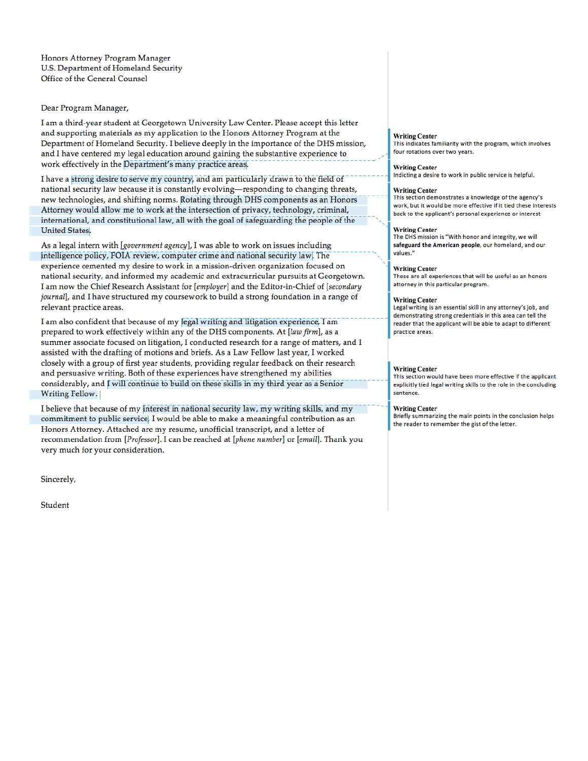Honors Attorney Program Manager
U.S. Department of Homeland Security
Office of the General Counsel

Dear Program Manager,

I am a third-year student at Georgetown University Law Center. Please accept this letter and supporting materials as my application to the Honors Attorney Program at the Department of Homeland Security. I believe deeply in the importance of the DHS mission, and I have centered my legal education around gaining the substantive experience to work effectively in the Department's many practice areas.

I have a strong desire to serve my country, and am particularly drawn to the field of national security law because it is constantly evolving—responding to changing threats, new technologies, and shifting norms. Rotating through DHS components as an Honors Attorney would allow me to work at the intersection of privacy, technology, criminal, international, and constitutional law, all with the goal of safeguarding the people of the United States.

As a legal intern with [*government agency*], I was able to work on issues including intelligence policy, FOIA review, computer crime and national security law. The experience cemented my desire to work in a mission-driven organization focused on national security, and informed my academic and extracurricular pursuits at Georgetown. I am now the Chief Research Assistant for [*employer*] and the Editor-in-Chief of [*secondary journal*], and I have structured my coursework to build a strong foundation in a range of relevant practice areas.

I am also confident that because of my legal writing and litigation experience, I am prepared to work effectively within any of the DHS components. At [*law firm*], as a summer associate focused on litigation, I conducted research for a range of matters, and I assisted with the drafting of motions and briefs. As a Law Fellow last year, I worked closely with a group of first year students, providing regular feedback on their research and persuasive writing. Both of these experiences have strengthened my abilities considerably, and I will continue to build on these skills in my third year as a Senior Writing Fellow.

I believe that because of my interest in national security law, my writing skills, and my commitment to public service I would be able to make a meaningful contribution as an Honors Attorney. Attached are my resume, unofficial transcript, and a letter of recommendation from [*Professor*]. I can be reached at [*phone number*] or [*email*]. Thank you very much for your consideration.

Sincerely,

Student

---

**Writing Center**
This indicates familiarity with the program, which involves four rotations over two years.

**Writing Center**
Indicting a desire to work in public service is helpful.

**Writing Center**
This section demonstrates a knowledge of the agency's work, but it would be more effective if it tied these interests back to the applicant's personal experience or interest

**Writing Center**
The DHS mission is "With honor and integrity, we will **safeguard the American people**, our homeland, and our values."

**Writing Center**
These are all experiences that will be useful as an honors attorney in this particular program.

**Writing Center**
Legal writing is an essential skill in any attorney's job, and demonstrating strong credentials in this area can tell the reader that the applicant will be able to adapt to different practice areas.

**Writing Center**
This section would have been more effective if the applicant explicitly tied legal writing skills to the role in the concluding sentence.

**Writing Center**
Briefly summarizing the main points in the conclusion helps the reader to remember the gist of the letter.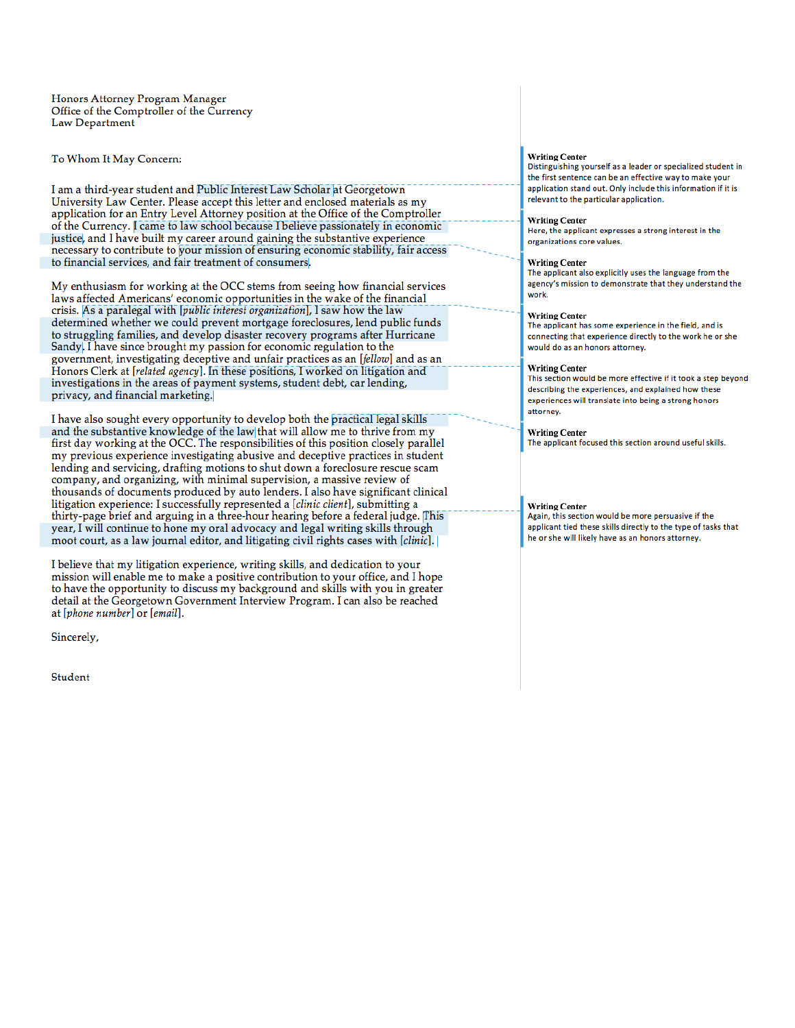Honors Attorney Program Manager
Office of the Comptroller of the Currency
Law Department

To Whom It May Concern:

I am a third-year student and Public Interest Law Scholar at Georgetown University Law Center. Please accept this letter and enclosed materials as my application for an Entry Level Attorney position at the Office of the Comptroller of the Currency. I came to law school because I believe passionately in economic justice, and I have built my career around gaining the substantive experience necessary to contribute to your mission of ensuring economic stability, fair access to financial services, and fair treatment of consumers.

My enthusiasm for working at the OCC stems from seeing how financial services laws affected Americans' economic opportunities in the wake of the financial crisis. As a paralegal with [*public interest organization*], I saw how the law determined whether we could prevent mortgage foreclosures, lend public funds to struggling families, and develop disaster recovery programs after Hurricane Sandy. I have since brought my passion for economic regulation to the government, investigating deceptive and unfair practices as an [*fellow*] and as an Honors Clerk at [*related agency*]. In these positions, I worked on litigation and investigations in the areas of payment systems, student debt, car lending, privacy, and financial marketing.

I have also sought every opportunity to develop both the practical legal skills and the substantive knowledge of the law that will allow me to thrive from my first day working at the OCC. The responsibilities of this position closely parallel my previous experience investigating abusive and deceptive practices in student lending and servicing, drafting motions to shut down a foreclosure rescue scam company, and organizing, with minimal supervision, a massive review of thousands of documents produced by auto lenders. I also have significant clinical litigation experience: I successfully represented a [*clinic client*], submitting a thirty-page brief and arguing in a three-hour hearing before a federal judge. This year, I will continue to hone my oral advocacy and legal writing skills through moot court, as a law journal editor, and litigating civil rights cases with [*clinic*].

I believe that my litigation experience, writing skills, and dedication to your mission will enable me to make a positive contribution to your office, and I hope to have the opportunity to discuss my background and skills with you in greater detail at the Georgetown Government Interview Program. I can also be reached at [*phone number*] or [*email*].

Sincerely,

Student

---

**Writing Center**
Distinguishing yourself as a leader or specialized student in the first sentence can be an effective way to make your application stand out. Only include this information if it is relevant to the particular application.

**Writing Center**
Here, the applicant expresses a strong interest in the organizations core values.

**Writing Center**
The applicant also explicitly uses the language from the agency's mission to demonstrate that they understand the work.

**Writing Center**
The applicant has some experience in the field, and is connecting that experience directly to the work he or she would do as an honors attorney.

**Writing Center**
This section would be more effective if it took a step beyond describing the experiences, and explained how these experiences will translate into being a strong honors attorney.

**Writing Center**
The applicant focused this section around useful skills.

**Writing Center**
Again, this section would be more persuasive if the applicant tied these skills directly to the type of tasks that he or she will likely have as an honors attorney.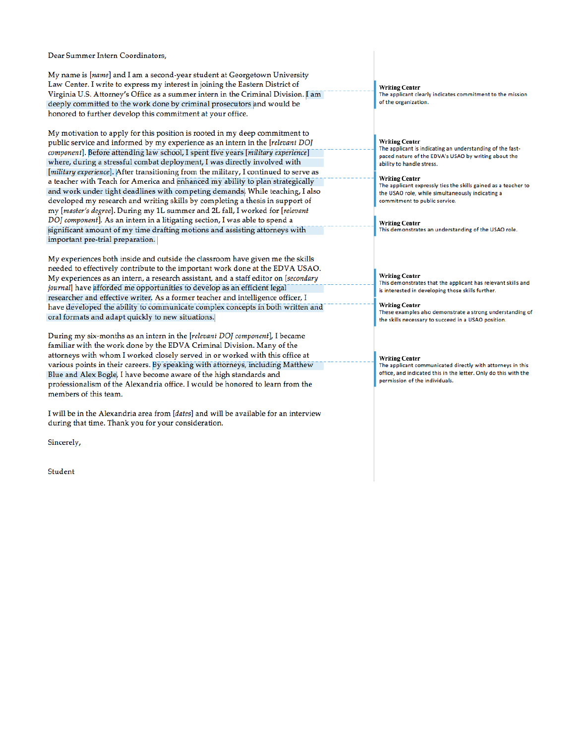Dear Summer Intern Coordinators,

My name is [*name*] and I am a second-year student at Georgetown University Law Center. I write to express my interest in joining the Eastern District of Virginia U.S. Attorney's Office as a summer intern in the Criminal Division. I am deeply committed to the work done by criminal prosecutors and would be honored to further develop this commitment at your office.

My motivation to apply for this position is rooted in my deep commitment to public service and informed by my experience as an intern in the [*relevant DOJ component*]. Before attending law school, I spent five years [*military experience*] where, during a stressful combat deployment, I was directly involved with [*military experience*]. After transitioning from the military, I continued to serve as a teacher with Teach for America and enhanced my ability to plan strategically and work under tight deadlines with competing demands. While teaching, I also developed my research and writing skills by completing a thesis in support of my [*master's degree*]. During my 1L summer and 2L fall, I worked for [*relevant DOJ component*]. As an intern in a litigating section, I was able to spend a significant amount of my time drafting motions and assisting attorneys with important pre-trial preparation.

My experiences both inside and outside the classroom have given me the skills needed to effectively contribute to the important work done at the EDVA USAO. My experiences as an intern, a research assistant, and a staff editor on [*secondary journal*] have afforded me opportunities to develop as an efficient legal researcher and effective writer. As a former teacher and intelligence officer, I have developed the ability to communicate complex concepts in both written and oral formats and adapt quickly to new situations.

During my six-months as an intern in the [*relevant DOJ component*], I became familiar with the work done by the EDVA Criminal Division. Many of the attorneys with whom I worked closely served in or worked with this office at various points in their careers. By speaking with attorneys, including Matthew Blue and Alex Bogle, I have become aware of the high standards and professionalism of the Alexandria office. I would be honored to learn from the members of this team.

I will be in the Alexandria area from [*dates*] and will be available for an interview during that time. Thank you for your consideration.

Sincerely,

Student

---

**Writing Center**
The applicant clearly indicates commitment to the mission of the organization.

**Writing Center**
The applicant is indicating an understanding of the fast-paced nature of the EDVA's USAO by writing about the ability to handle stress.

**Writing Center**
The applicant expressly ties the skills gained as a teacher to the USAO role, while simultaneously indicating a commitment to public service.

**Writing Center**
This demonstrates an understanding of the USAO role.

**Writing Center**
This demonstrates that the applicant has relevant skills and is interested in developing those skills further.

**Writing Center**
These examples also demonstrate a strong understanding of the skills necessary to succeed in a USAO position.

**Writing Center**
The applicant communicated directly with attorneys in this office, and indicated this in the letter. Only do this with the permission of the individuals.